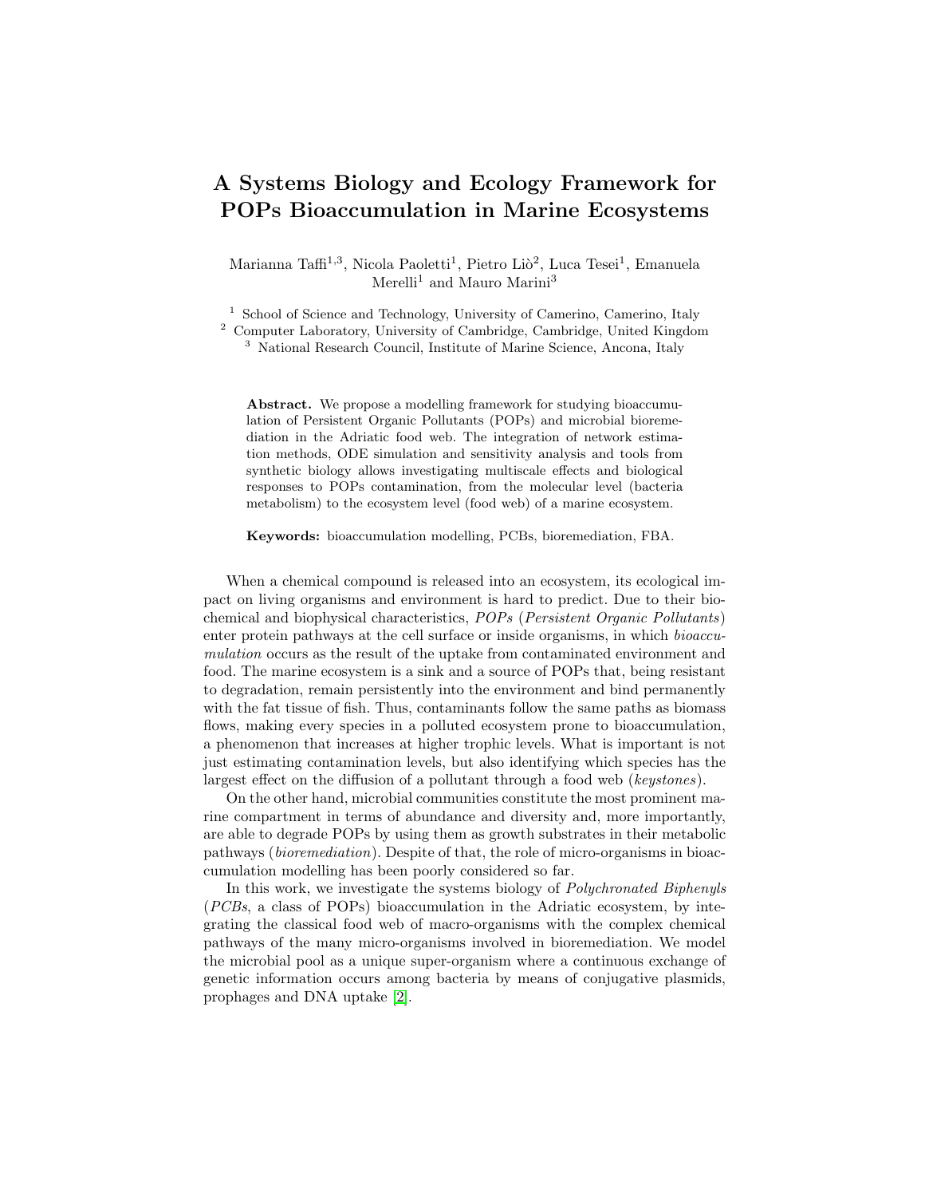# A Systems Biology and Ecology Framework for POPs Bioaccumulation in Marine Ecosystems

Marianna Taffi[1,3], Nicola Paoletti[1], Pietro Liò[2], Luca Tesei[1], Emanuela Merelli[1] and Mauro Marini[3]

[1] School of Science and Technology, University of Camerino, Camerino, Italy
[2] Computer Laboratory, University of Cambridge, Cambridge, United Kingdom
[3] National Research Council, Institute of Marine Science, Ancona, Italy

**Abstract.** We propose a modelling framework for studying bioaccumulation of Persistent Organic Pollutants (POPs) and microbial bioremediation in the Adriatic food web. The integration of network estimation methods, ODE simulation and sensitivity analysis and tools from synthetic biology allows investigating multiscale effects and biological responses to POPs contamination, from the molecular level (bacteria metabolism) to the ecosystem level (food web) of a marine ecosystem.

**Keywords:** bioaccumulation modelling, PCBs, bioremediation, FBA.

When a chemical compound is released into an ecosystem, its ecological impact on living organisms and environment is hard to predict. Due to their biochemical and biophysical characteristics, *POPs* (*Persistent Organic Pollutants*) enter protein pathways at the cell surface or inside organisms, in which *bioaccumulation* occurs as the result of the uptake from contaminated environment and food. The marine ecosystem is a sink and a source of POPs that, being resistant to degradation, remain persistently into the environment and bind permanently with the fat tissue of fish. Thus, contaminants follow the same paths as biomass flows, making every species in a polluted ecosystem prone to bioaccumulation, a phenomenon that increases at higher trophic levels. What is important is not just estimating contamination levels, but also identifying which species has the largest effect on the diffusion of a pollutant through a food web (*keystones*).

On the other hand, microbial communities constitute the most prominent marine compartment in terms of abundance and diversity and, more importantly, are able to degrade POPs by using them as growth substrates in their metabolic pathways (*bioremediation*). Despite of that, the role of micro-organisms in bioaccumulation modelling has been poorly considered so far.

In this work, we investigate the systems biology of *Polychronated Biphenyls* (*PCBs*, a class of POPs) bioaccumulation in the Adriatic ecosystem, by integrating the classical food web of macro-organisms with the complex chemical pathways of the many micro-organisms involved in bioremediation. We model the microbial pool as a unique super-organism where a continuous exchange of genetic information occurs among bacteria by means of conjugative plasmids, prophages and DNA uptake [2].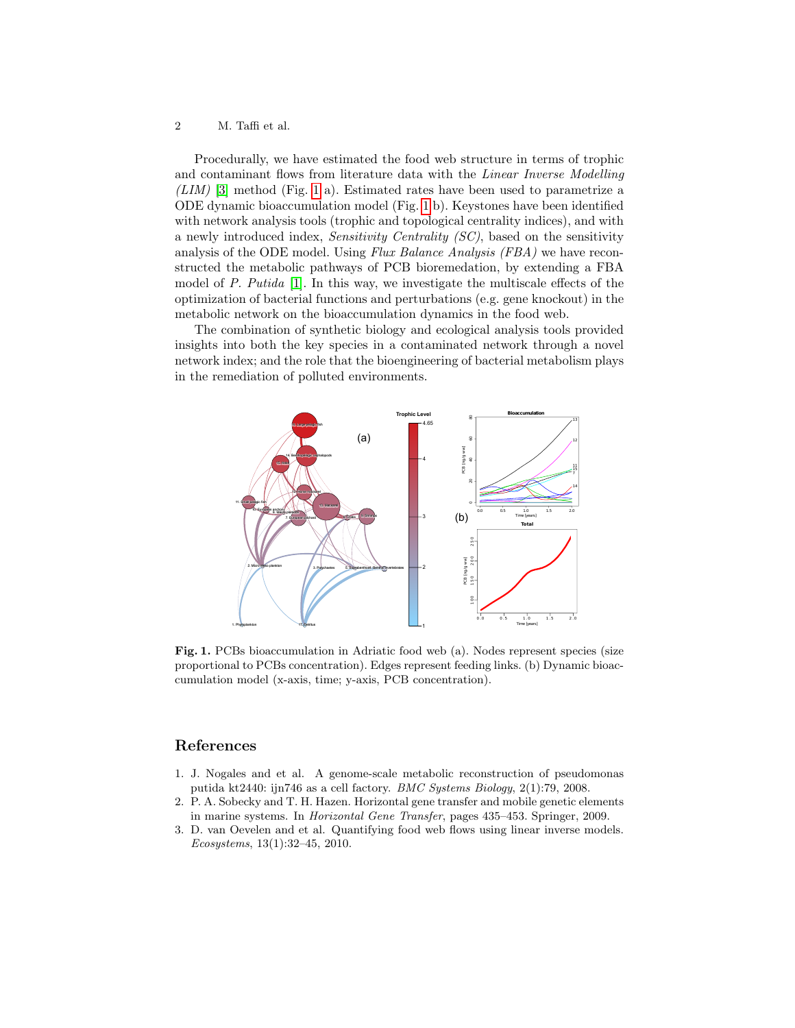Procedurally, we have estimated the food web structure in terms of trophic and contaminant flows from literature data with the *Linear Inverse Modelling (LIM)* [3] method (Fig. 1 a). Estimated rates have been used to parametrize a ODE dynamic bioaccumulation model (Fig. 1 b). Keystones have been identified with network analysis tools (trophic and topological centrality indices), and with a newly introduced index, *Sensitivity Centrality (SC)*, based on the sensitivity analysis of the ODE model. Using *Flux Balance Analysis (FBA)* we have reconstructed the metabolic pathways of PCB bioremedation, by extending a FBA model of *P. Putida* [1]. In this way, we investigate the multiscale effects of the optimization of bacterial functions and perturbations (e.g. gene knockout) in the metabolic network on the bioaccumulation dynamics in the food web.

The combination of synthetic biology and ecological analysis tools provided insights into both the key species in a contaminated network through a novel network index; and the role that the bioengineering of bacterial metabolism plays in the remediation of polluted environments.

(a)

Trophic Level

4.65

4

3

2

1

(b)

Bioaccumulation

PCB [ng/g ww]

Time [years]

Total

PCB [ng/g ww]

Time [years]

**Fig. 1.** PCBs bioaccumulation in Adriatic food web (a). Nodes represent species (size proportional to PCBs concentration). Edges represent feeding links. (b) Dynamic bioaccumulation model (x-axis, time; y-axis, PCB concentration).

## References

1. J. Nogales and et al. A genome-scale metabolic reconstruction of pseudomonas putida kt2440: ijn746 as a cell factory. *BMC Systems Biology*, 2(1):79, 2008.
2. P. A. Sobecky and T. H. Hazen. Horizontal gene transfer and mobile genetic elements in marine systems. In *Horizontal Gene Transfer*, pages 435–453. Springer, 2009.
3. D. van Oevelen and et al. Quantifying food web flows using linear inverse models. *Ecosystems*, 13(1):32–45, 2010.